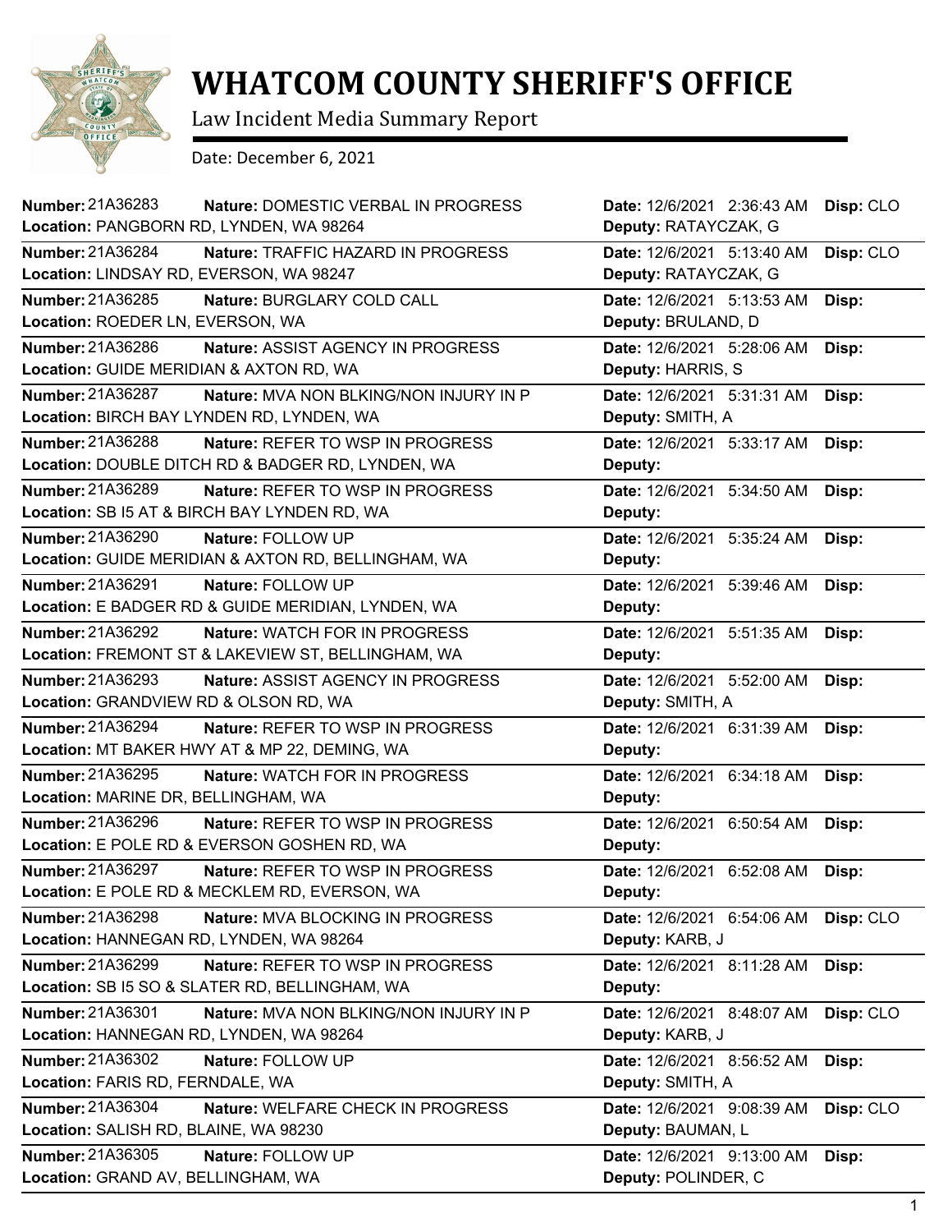# WHATCOM COUNTY SHERIFF'S OFFICE

Law Incident Media Summary Report

Date: December 6, 2021

| Number | Nature | Location | Date | Deputy | Disp |
|---|---|---|---|---|---|
| 21A36283 | DOMESTIC VERBAL IN PROGRESS | PANGBORN RD, LYNDEN, WA 98264 | 12/6/2021 2:36:43 AM | RATAYCZAK, G | CLO |
| 21A36284 | TRAFFIC HAZARD IN PROGRESS | LINDSAY RD, EVERSON, WA 98247 | 12/6/2021 5:13:40 AM | RATAYCZAK, G | CLO |
| 21A36285 | BURGLARY COLD CALL | ROEDER LN, EVERSON, WA | 12/6/2021 5:13:53 AM | BRULAND, D | |
| 21A36286 | ASSIST AGENCY IN PROGRESS | GUIDE MERIDIAN & AXTON RD, WA | 12/6/2021 5:28:06 AM | HARRIS, S | |
| 21A36287 | MVA NON BLKING/NON INJURY IN P | BIRCH BAY LYNDEN RD, LYNDEN, WA | 12/6/2021 5:31:31 AM | SMITH, A | |
| 21A36288 | REFER TO WSP IN PROGRESS | DOUBLE DITCH RD & BADGER RD, LYNDEN, WA | 12/6/2021 5:33:17 AM | | |
| 21A36289 | REFER TO WSP IN PROGRESS | SB I5 AT & BIRCH BAY LYNDEN RD, WA | 12/6/2021 5:34:50 AM | | |
| 21A36290 | FOLLOW UP | GUIDE MERIDIAN & AXTON RD, BELLINGHAM, WA | 12/6/2021 5:35:24 AM | | |
| 21A36291 | FOLLOW UP | E BADGER RD & GUIDE MERIDIAN, LYNDEN, WA | 12/6/2021 5:39:46 AM | | |
| 21A36292 | WATCH FOR IN PROGRESS | FREMONT ST & LAKEVIEW ST, BELLINGHAM, WA | 12/6/2021 5:51:35 AM | | |
| 21A36293 | ASSIST AGENCY IN PROGRESS | GRANDVIEW RD & OLSON RD, WA | 12/6/2021 5:52:00 AM | SMITH, A | |
| 21A36294 | REFER TO WSP IN PROGRESS | MT BAKER HWY AT & MP 22, DEMING, WA | 12/6/2021 6:31:39 AM | | |
| 21A36295 | WATCH FOR IN PROGRESS | MARINE DR, BELLINGHAM, WA | 12/6/2021 6:34:18 AM | | |
| 21A36296 | REFER TO WSP IN PROGRESS | E POLE RD & EVERSON GOSHEN RD, WA | 12/6/2021 6:50:54 AM | | |
| 21A36297 | REFER TO WSP IN PROGRESS | E POLE RD & MECKLEM RD, EVERSON, WA | 12/6/2021 6:52:08 AM | | |
| 21A36298 | MVA BLOCKING IN PROGRESS | HANNEGAN RD, LYNDEN, WA 98264 | 12/6/2021 6:54:06 AM | KARB, J | CLO |
| 21A36299 | REFER TO WSP IN PROGRESS | SB I5 SO & SLATER RD, BELLINGHAM, WA | 12/6/2021 8:11:28 AM | | |
| 21A36301 | MVA NON BLKING/NON INJURY IN P | HANNEGAN RD, LYNDEN, WA 98264 | 12/6/2021 8:48:07 AM | KARB, J | CLO |
| 21A36302 | FOLLOW UP | FARIS RD, FERNDALE, WA | 12/6/2021 8:56:52 AM | SMITH, A | |
| 21A36304 | WELFARE CHECK IN PROGRESS | SALISH RD, BLAINE, WA 98230 | 12/6/2021 9:08:39 AM | BAUMAN, L | CLO |
| 21A36305 | FOLLOW UP | GRAND AV, BELLINGHAM, WA | 12/6/2021 9:13:00 AM | POLINDER, C | |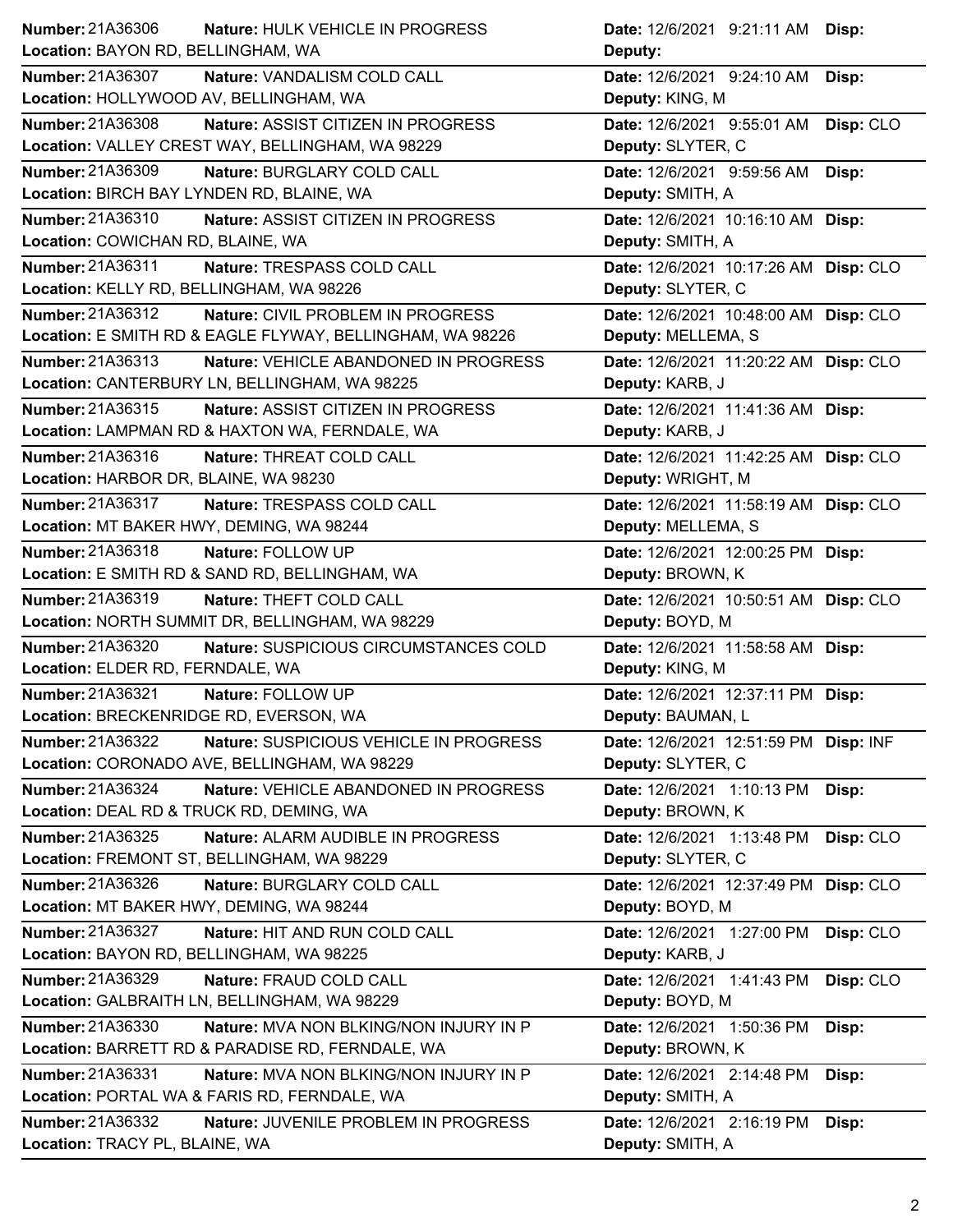**Number:** 21A36306 **Nature:** HULK VEHICLE IN PROGRESS **Date:** 12/6/2021 9:21:11 AM **Disp:**
**Location:** BAYON RD, BELLINGHAM, WA **Deputy:**

**Number:** 21A36307 **Nature:** VANDALISM COLD CALL **Date:** 12/6/2021 9:24:10 AM **Disp:**
**Location:** HOLLYWOOD AV, BELLINGHAM, WA **Deputy:** KING, M

**Number:** 21A36308 **Nature:** ASSIST CITIZEN IN PROGRESS **Date:** 12/6/2021 9:55:01 AM **Disp:** CLO
**Location:** VALLEY CREST WAY, BELLINGHAM, WA 98229 **Deputy:** SLYTER, C

**Number:** 21A36309 **Nature:** BURGLARY COLD CALL **Date:** 12/6/2021 9:59:56 AM **Disp:**
**Location:** BIRCH BAY LYNDEN RD, BLAINE, WA **Deputy:** SMITH, A

**Number:** 21A36310 **Nature:** ASSIST CITIZEN IN PROGRESS **Date:** 12/6/2021 10:16:10 AM **Disp:**
**Location:** COWICHAN RD, BLAINE, WA **Deputy:** SMITH, A

**Number:** 21A36311 **Nature:** TRESPASS COLD CALL **Date:** 12/6/2021 10:17:26 AM **Disp:** CLO
**Location:** KELLY RD, BELLINGHAM, WA 98226 **Deputy:** SLYTER, C

**Number:** 21A36312 **Nature:** CIVIL PROBLEM IN PROGRESS **Date:** 12/6/2021 10:48:00 AM **Disp:** CLO
**Location:** E SMITH RD & EAGLE FLYWAY, BELLINGHAM, WA 98226 **Deputy:** MELLEMA, S

**Number:** 21A36313 **Nature:** VEHICLE ABANDONED IN PROGRESS **Date:** 12/6/2021 11:20:22 AM **Disp:** CLO
**Location:** CANTERBURY LN, BELLINGHAM, WA 98225 **Deputy:** KARB, J

**Number:** 21A36315 **Nature:** ASSIST CITIZEN IN PROGRESS **Date:** 12/6/2021 11:41:36 AM **Disp:**
**Location:** LAMPMAN RD & HAXTON WA, FERNDALE, WA **Deputy:** KARB, J

**Number:** 21A36316 **Nature:** THREAT COLD CALL **Date:** 12/6/2021 11:42:25 AM **Disp:** CLO
**Location:** HARBOR DR, BLAINE, WA 98230 **Deputy:** WRIGHT, M

**Number:** 21A36317 **Nature:** TRESPASS COLD CALL **Date:** 12/6/2021 11:58:19 AM **Disp:** CLO
**Location:** MT BAKER HWY, DEMING, WA 98244 **Deputy:** MELLEMA, S

**Number:** 21A36318 **Nature:** FOLLOW UP **Date:** 12/6/2021 12:00:25 PM **Disp:**
**Location:** E SMITH RD & SAND RD, BELLINGHAM, WA **Deputy:** BROWN, K

**Number:** 21A36319 **Nature:** THEFT COLD CALL **Date:** 12/6/2021 10:50:51 AM **Disp:** CLO
**Location:** NORTH SUMMIT DR, BELLINGHAM, WA 98229 **Deputy:** BOYD, M

**Number:** 21A36320 **Nature:** SUSPICIOUS CIRCUMSTANCES COLD **Date:** 12/6/2021 11:58:58 AM **Disp:**
**Location:** ELDER RD, FERNDALE, WA **Deputy:** KING, M

**Number:** 21A36321 **Nature:** FOLLOW UP **Date:** 12/6/2021 12:37:11 PM **Disp:**
**Location:** BRECKENRIDGE RD, EVERSON, WA **Deputy:** BAUMAN, L

**Number:** 21A36322 **Nature:** SUSPICIOUS VEHICLE IN PROGRESS **Date:** 12/6/2021 12:51:59 PM **Disp:** INF
**Location:** CORONADO AVE, BELLINGHAM, WA 98229 **Deputy:** SLYTER, C

**Number:** 21A36324 **Nature:** VEHICLE ABANDONED IN PROGRESS **Date:** 12/6/2021 1:10:13 PM **Disp:**
**Location:** DEAL RD & TRUCK RD, DEMING, WA **Deputy:** BROWN, K

**Number:** 21A36325 **Nature:** ALARM AUDIBLE IN PROGRESS **Date:** 12/6/2021 1:13:48 PM **Disp:** CLO
**Location:** FREMONT ST, BELLINGHAM, WA 98229 **Deputy:** SLYTER, C

**Number:** 21A36326 **Nature:** BURGLARY COLD CALL **Date:** 12/6/2021 12:37:49 PM **Disp:** CLO
**Location:** MT BAKER HWY, DEMING, WA 98244 **Deputy:** BOYD, M

**Number:** 21A36327 **Nature:** HIT AND RUN COLD CALL **Date:** 12/6/2021 1:27:00 PM **Disp:** CLO
**Location:** BAYON RD, BELLINGHAM, WA 98225 **Deputy:** KARB, J

**Number:** 21A36329 **Nature:** FRAUD COLD CALL **Date:** 12/6/2021 1:41:43 PM **Disp:** CLO
**Location:** GALBRAITH LN, BELLINGHAM, WA 98229 **Deputy:** BOYD, M

**Number:** 21A36330 **Nature:** MVA NON BLKING/NON INJURY IN P **Date:** 12/6/2021 1:50:36 PM **Disp:**
**Location:** BARRETT RD & PARADISE RD, FERNDALE, WA **Deputy:** BROWN, K

**Number:** 21A36331 **Nature:** MVA NON BLKING/NON INJURY IN P **Date:** 12/6/2021 2:14:48 PM **Disp:**
**Location:** PORTAL WA & FARIS RD, FERNDALE, WA **Deputy:** SMITH, A

**Number:** 21A36332 **Nature:** JUVENILE PROBLEM IN PROGRESS **Date:** 12/6/2021 2:16:19 PM **Disp:**
**Location:** TRACY PL, BLAINE, WA **Deputy:** SMITH, A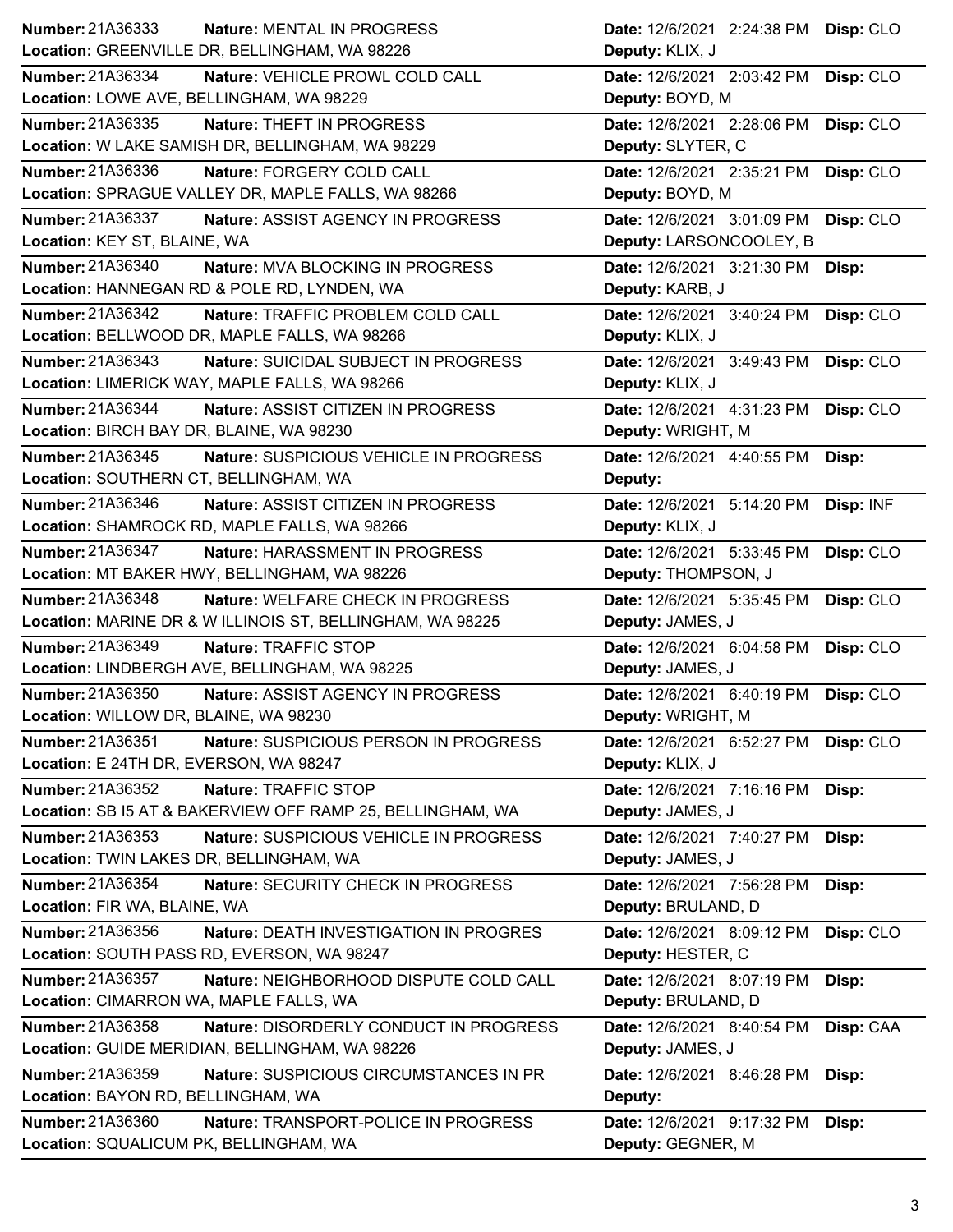**Number:** 21A36333 **Nature:** MENTAL IN PROGRESS **Date:** 12/6/2021 2:24:38 PM **Disp:** CLO
**Location:** GREENVILLE DR, BELLINGHAM, WA 98226 **Deputy:** KLIX, J

---

**Number:** 21A36334 **Nature:** VEHICLE PROWL COLD CALL **Date:** 12/6/2021 2:03:42 PM **Disp:** CLO
**Location:** LOWE AVE, BELLINGHAM, WA 98229 **Deputy:** BOYD, M

---

**Number:** 21A36335 **Nature:** THEFT IN PROGRESS **Date:** 12/6/2021 2:28:06 PM **Disp:** CLO
**Location:** W LAKE SAMISH DR, BELLINGHAM, WA 98229 **Deputy:** SLYTER, C

---

**Number:** 21A36336 **Nature:** FORGERY COLD CALL **Date:** 12/6/2021 2:35:21 PM **Disp:** CLO
**Location:** SPRAGUE VALLEY DR, MAPLE FALLS, WA 98266 **Deputy:** BOYD, M

---

**Number:** 21A36337 **Nature:** ASSIST AGENCY IN PROGRESS **Date:** 12/6/2021 3:01:09 PM **Disp:** CLO
**Location:** KEY ST, BLAINE, WA **Deputy:** LARSONCOOLEY, B

---

**Number:** 21A36340 **Nature:** MVA BLOCKING IN PROGRESS **Date:** 12/6/2021 3:21:30 PM **Disp:**
**Location:** HANNEGAN RD & POLE RD, LYNDEN, WA **Deputy:** KARB, J

---

**Number:** 21A36342 **Nature:** TRAFFIC PROBLEM COLD CALL **Date:** 12/6/2021 3:40:24 PM **Disp:** CLO
**Location:** BELLWOOD DR, MAPLE FALLS, WA 98266 **Deputy:** KLIX, J

---

**Number:** 21A36343 **Nature:** SUICIDAL SUBJECT IN PROGRESS **Date:** 12/6/2021 3:49:43 PM **Disp:** CLO
**Location:** LIMERICK WAY, MAPLE FALLS, WA 98266 **Deputy:** KLIX, J

---

**Number:** 21A36344 **Nature:** ASSIST CITIZEN IN PROGRESS **Date:** 12/6/2021 4:31:23 PM **Disp:** CLO
**Location:** BIRCH BAY DR, BLAINE, WA 98230 **Deputy:** WRIGHT, M

---

**Number:** 21A36345 **Nature:** SUSPICIOUS VEHICLE IN PROGRESS **Date:** 12/6/2021 4:40:55 PM **Disp:**
**Location:** SOUTHERN CT, BELLINGHAM, WA **Deputy:**

---

**Number:** 21A36346 **Nature:** ASSIST CITIZEN IN PROGRESS **Date:** 12/6/2021 5:14:20 PM **Disp:** INF
**Location:** SHAMROCK RD, MAPLE FALLS, WA 98266 **Deputy:** KLIX, J

---

**Number:** 21A36347 **Nature:** HARASSMENT IN PROGRESS **Date:** 12/6/2021 5:33:45 PM **Disp:** CLO
**Location:** MT BAKER HWY, BELLINGHAM, WA 98226 **Deputy:** THOMPSON, J

---

**Number:** 21A36348 **Nature:** WELFARE CHECK IN PROGRESS **Date:** 12/6/2021 5:35:45 PM **Disp:** CLO
**Location:** MARINE DR & W ILLINOIS ST, BELLINGHAM, WA 98225 **Deputy:** JAMES, J

---

**Number:** 21A36349 **Nature:** TRAFFIC STOP **Date:** 12/6/2021 6:04:58 PM **Disp:** CLO
**Location:** LINDBERGH AVE, BELLINGHAM, WA 98225 **Deputy:** JAMES, J

---

**Number:** 21A36350 **Nature:** ASSIST AGENCY IN PROGRESS **Date:** 12/6/2021 6:40:19 PM **Disp:** CLO
**Location:** WILLOW DR, BLAINE, WA 98230 **Deputy:** WRIGHT, M

---

**Number:** 21A36351 **Nature:** SUSPICIOUS PERSON IN PROGRESS **Date:** 12/6/2021 6:52:27 PM **Disp:** CLO
**Location:** E 24TH DR, EVERSON, WA 98247 **Deputy:** KLIX, J

---

**Number:** 21A36352 **Nature:** TRAFFIC STOP **Date:** 12/6/2021 7:16:16 PM **Disp:**
**Location:** SB I5 AT & BAKERVIEW OFF RAMP 25, BELLINGHAM, WA **Deputy:** JAMES, J

---

**Number:** 21A36353 **Nature:** SUSPICIOUS VEHICLE IN PROGRESS **Date:** 12/6/2021 7:40:27 PM **Disp:**
**Location:** TWIN LAKES DR, BELLINGHAM, WA **Deputy:** JAMES, J

---

**Number:** 21A36354 **Nature:** SECURITY CHECK IN PROGRESS **Date:** 12/6/2021 7:56:28 PM **Disp:**
**Location:** FIR WA, BLAINE, WA **Deputy:** BRULAND, D

---

**Number:** 21A36356 **Nature:** DEATH INVESTIGATION IN PROGRES **Date:** 12/6/2021 8:09:12 PM **Disp:** CLO
**Location:** SOUTH PASS RD, EVERSON, WA 98247 **Deputy:** HESTER, C

---

**Number:** 21A36357 **Nature:** NEIGHBORHOOD DISPUTE COLD CALL **Date:** 12/6/2021 8:07:19 PM **Disp:**
**Location:** CIMARRON WA, MAPLE FALLS, WA **Deputy:** BRULAND, D

---

**Number:** 21A36358 **Nature:** DISORDERLY CONDUCT IN PROGRESS **Date:** 12/6/2021 8:40:54 PM **Disp:** CAA
**Location:** GUIDE MERIDIAN, BELLINGHAM, WA 98226 **Deputy:** JAMES, J

---

**Number:** 21A36359 **Nature:** SUSPICIOUS CIRCUMSTANCES IN PR **Date:** 12/6/2021 8:46:28 PM **Disp:**
**Location:** BAYON RD, BELLINGHAM, WA **Deputy:**

---

**Number:** 21A36360 **Nature:** TRANSPORT-POLICE IN PROGRESS **Date:** 12/6/2021 9:17:32 PM **Disp:**
**Location:** SQUALICUM PK, BELLINGHAM, WA **Deputy:** GEGNER, M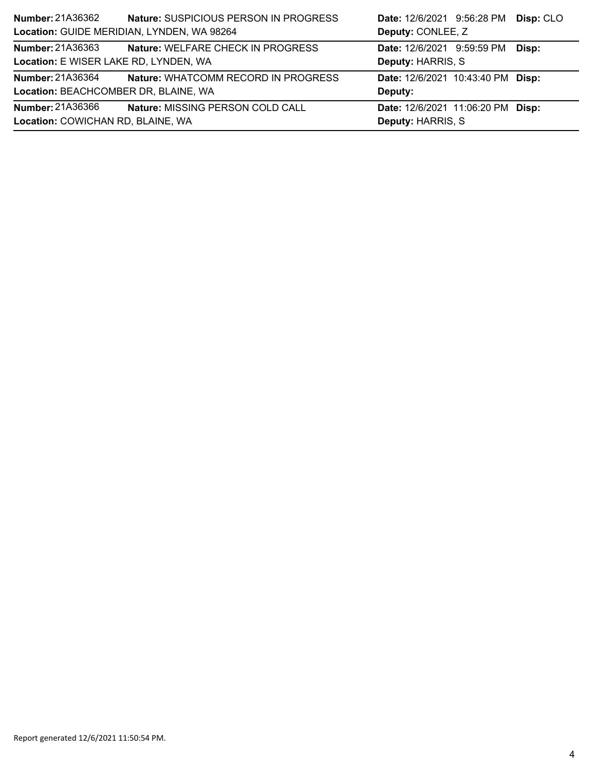**Number:** 21A36362 **Nature:** SUSPICIOUS PERSON IN PROGRESS **Date:** 12/6/2021 9:56:28 PM **Disp:** CLO
**Location:** GUIDE MERIDIAN, LYNDEN, WA 98264 **Deputy:** CONLEE, Z

---

**Number:** 21A36363 **Nature:** WELFARE CHECK IN PROGRESS **Date:** 12/6/2021 9:59:59 PM **Disp:**
**Location:** E WISER LAKE RD, LYNDEN, WA **Deputy:** HARRIS, S

---

**Number:** 21A36364 **Nature:** WHATCOMM RECORD IN PROGRESS **Date:** 12/6/2021 10:43:40 PM **Disp:**
**Location:** BEACHCOMBER DR, BLAINE, WA **Deputy:**

---

**Number:** 21A36366 **Nature:** MISSING PERSON COLD CALL **Date:** 12/6/2021 11:06:20 PM **Disp:**
**Location:** COWICHAN RD, BLAINE, WA **Deputy:** HARRIS, S

---

Report generated 12/6/2021 11:50:54 PM.